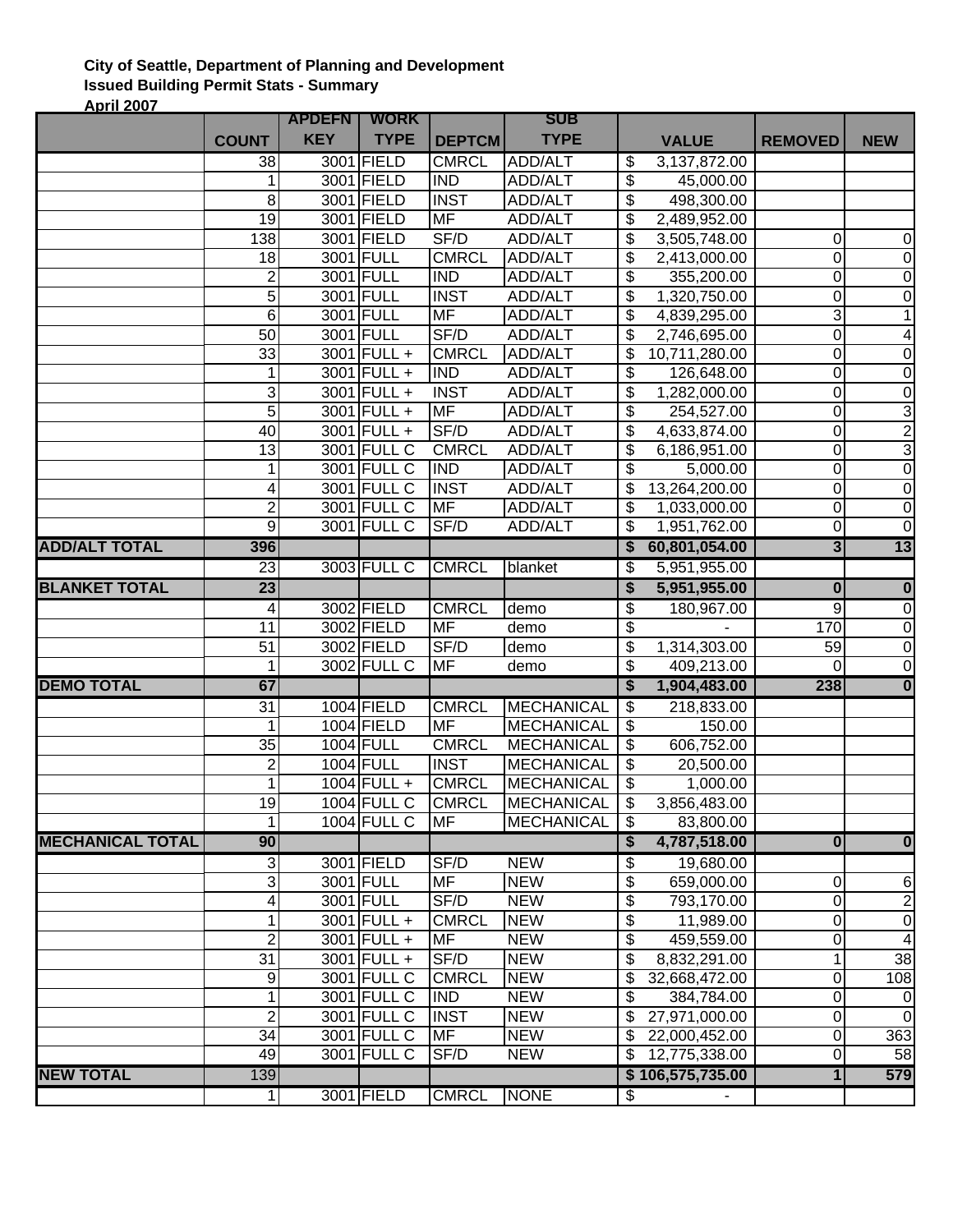**City of Seattle, Department of Planning and Development**
**Issued Building Permit Stats - Summary**
**April 2007**

| | COUNT | APDEFN KEY | WORK TYPE | DEPTCM | SUB TYPE | VALUE | REMOVED | NEW |
|---|---|---|---|---|---|---|---|---|
| | 38 | 3001 | FIELD | CMRCL | ADD/ALT | $ 3,137,872.00 | | |
| | 1 | 3001 | FIELD | IND | ADD/ALT | $ 45,000.00 | | |
| | 8 | 3001 | FIELD | INST | ADD/ALT | $ 498,300.00 | | |
| | 19 | 3001 | FIELD | MF | ADD/ALT | $ 2,489,952.00 | | |
| | 138 | 3001 | FIELD | SF/D | ADD/ALT | $ 3,505,748.00 | 0 | 0 |
| | 18 | 3001 | FULL | CMRCL | ADD/ALT | $ 2,413,000.00 | 0 | 0 |
| | 2 | 3001 | FULL | IND | ADD/ALT | $ 355,200.00 | 0 | 0 |
| | 5 | 3001 | FULL | INST | ADD/ALT | $ 1,320,750.00 | 0 | 0 |
| | 6 | 3001 | FULL | MF | ADD/ALT | $ 4,839,295.00 | 3 | 1 |
| | 50 | 3001 | FULL | SF/D | ADD/ALT | $ 2,746,695.00 | 0 | 4 |
| | 33 | 3001 | FULL + | CMRCL | ADD/ALT | $ 10,711,280.00 | 0 | 0 |
| | 1 | 3001 | FULL + | IND | ADD/ALT | $ 126,648.00 | 0 | 0 |
| | 3 | 3001 | FULL + | INST | ADD/ALT | $ 1,282,000.00 | 0 | 0 |
| | 5 | 3001 | FULL + | MF | ADD/ALT | $ 254,527.00 | 0 | 3 |
| | 40 | 3001 | FULL + | SF/D | ADD/ALT | $ 4,633,874.00 | 0 | 2 |
| | 13 | 3001 | FULL C | CMRCL | ADD/ALT | $ 6,186,951.00 | 0 | 3 |
| | 1 | 3001 | FULL C | IND | ADD/ALT | $ 5,000.00 | 0 | 0 |
| | 4 | 3001 | FULL C | INST | ADD/ALT | $ 13,264,200.00 | 0 | 0 |
| | 2 | 3001 | FULL C | MF | ADD/ALT | $ 1,033,000.00 | 0 | 0 |
| | 9 | 3001 | FULL C | SF/D | ADD/ALT | $ 1,951,762.00 | 0 | 0 |
| **ADD/ALT TOTAL** | **396** | | | | | **$ 60,801,054.00** | **3** | **13** |
| | 23 | 3003 | FULL C | CMRCL | blanket | $ 5,951,955.00 | | |
| **BLANKET TOTAL** | **23** | | | | | **$ 5,951,955.00** | **0** | **0** |
| | 4 | 3002 | FIELD | CMRCL | demo | $ 180,967.00 | 9 | 0 |
| | 11 | 3002 | FIELD | MF | demo | $ - | 170 | 0 |
| | 51 | 3002 | FIELD | SF/D | demo | $ 1,314,303.00 | 59 | 0 |
| | 1 | 3002 | FULL C | MF | demo | $ 409,213.00 | 0 | 0 |
| **DEMO TOTAL** | **67** | | | | | **$ 1,904,483.00** | **238** | **0** |
| | 31 | 1004 | FIELD | CMRCL | MECHANICAL | $ 218,833.00 | | |
| | 1 | 1004 | FIELD | MF | MECHANICAL | $ 150.00 | | |
| | 35 | 1004 | FULL | CMRCL | MECHANICAL | $ 606,752.00 | | |
| | 2 | 1004 | FULL | INST | MECHANICAL | $ 20,500.00 | | |
| | 1 | 1004 | FULL + | CMRCL | MECHANICAL | $ 1,000.00 | | |
| | 19 | 1004 | FULL C | CMRCL | MECHANICAL | $ 3,856,483.00 | | |
| | 1 | 1004 | FULL C | MF | MECHANICAL | $ 83,800.00 | | |
| **MECHANICAL TOTAL** | **90** | | | | | **$ 4,787,518.00** | **0** | **0** |
| | 3 | 3001 | FIELD | SF/D | NEW | $ 19,680.00 | | |
| | 3 | 3001 | FULL | MF | NEW | $ 659,000.00 | 0 | 6 |
| | 4 | 3001 | FULL | SF/D | NEW | $ 793,170.00 | 0 | 2 |
| | 1 | 3001 | FULL + | CMRCL | NEW | $ 11,989.00 | 0 | 0 |
| | 2 | 3001 | FULL + | MF | NEW | $ 459,559.00 | 0 | 4 |
| | 31 | 3001 | FULL + | SF/D | NEW | $ 8,832,291.00 | 1 | 38 |
| | 9 | 3001 | FULL C | CMRCL | NEW | $ 32,668,472.00 | 0 | 108 |
| | 1 | 3001 | FULL C | IND | NEW | $ 384,784.00 | 0 | 0 |
| | 2 | 3001 | FULL C | INST | NEW | $ 27,971,000.00 | 0 | 0 |
| | 34 | 3001 | FULL C | MF | NEW | $ 22,000,452.00 | 0 | 363 |
| | 49 | 3001 | FULL C | SF/D | NEW | $ 12,775,338.00 | 0 | 58 |
| **NEW TOTAL** | 139 | | | | | **$ 106,575,735.00** | **1** | **579** |
| | 1 | 3001 | FIELD | CMRCL | NONE | $ - | | |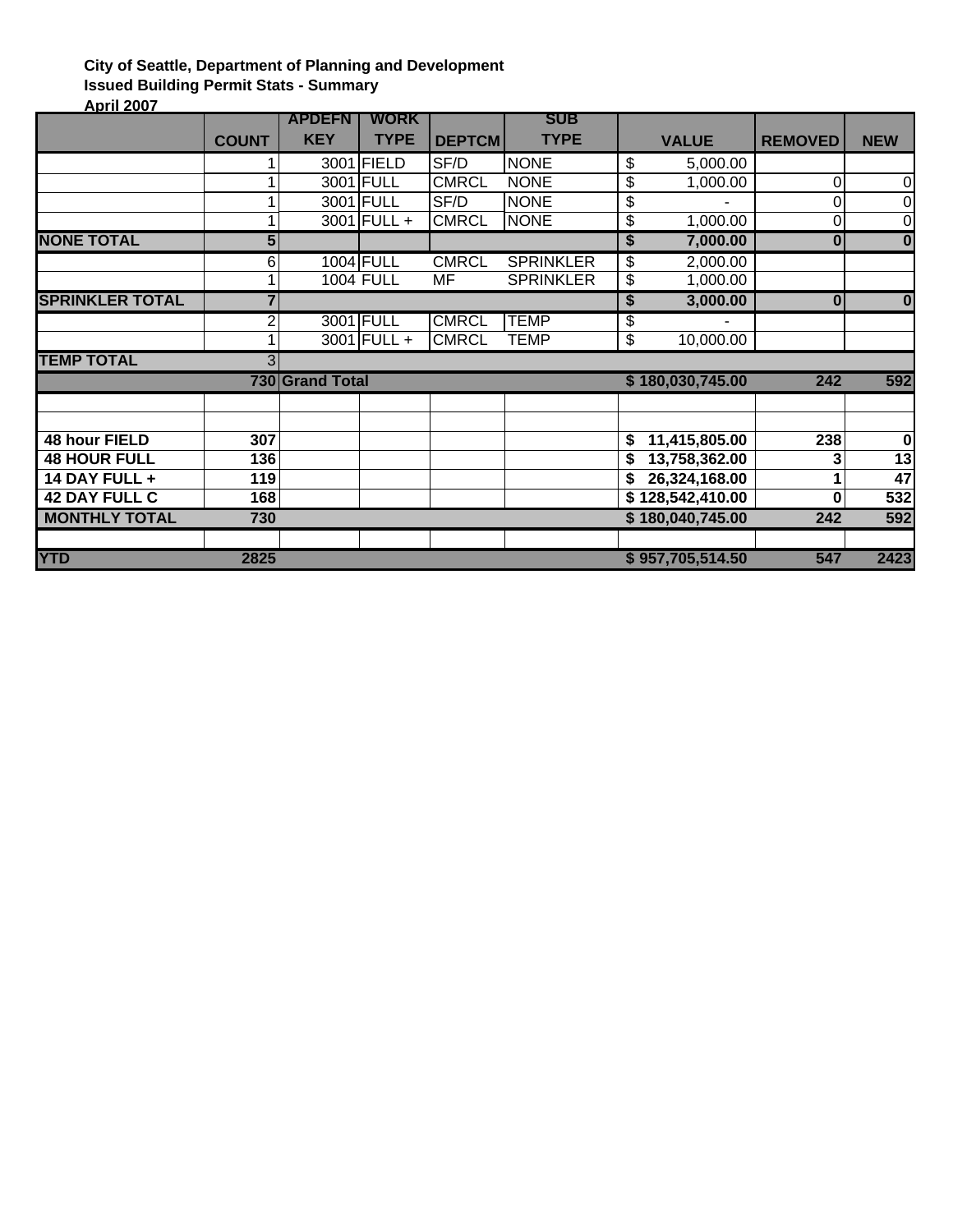**City of Seattle, Department of Planning and Development**
**Issued Building Permit Stats - Summary**
**April 2007**

| | COUNT | APDEFN KEY | WORK TYPE | DEPTCM | SUB TYPE | VALUE | REMOVED | NEW |
|---|---|---|---|---|---|---|---|---|
| | 1 | 3001 | FIELD | SF/D | NONE | $ 5,000.00 | | |
| | 1 | 3001 | FULL | CMRCL | NONE | $ 1,000.00 | 0 | 0 |
| | 1 | 3001 | FULL | SF/D | NONE | $ - | 0 | 0 |
| | 1 | 3001 | FULL + | CMRCL | NONE | $ 1,000.00 | 0 | 0 |
| **NONE TOTAL** | **5** | | | | | **$ 7,000.00** | **0** | **0** |
| | 6 | 1004 | FULL | CMRCL | SPRINKLER | $ 2,000.00 | | |
| | 1 | 1004 | FULL | MF | SPRINKLER | $ 1,000.00 | | |
| **SPRINKLER TOTAL** | **7** | | | | | **$ 3,000.00** | **0** | **0** |
| | 2 | 3001 | FULL | CMRCL | TEMP | $ - | | |
| | 1 | 3001 | FULL + | CMRCL | TEMP | $ 10,000.00 | | |
| **TEMP TOTAL** | 3 | | | | | | | |
| | **730** | **Grand Total** | | | | **$ 180,030,745.00** | **242** | **592** |
| | | | | | | | | |
| | | | | | | | | |
| **48 hour FIELD** | **307** | | | | | **$ 11,415,805.00** | **238** | **0** |
| **48 HOUR FULL** | **136** | | | | | **$ 13,758,362.00** | **3** | **13** |
| **14 DAY FULL +** | **119** | | | | | **$ 26,324,168.00** | **1** | **47** |
| **42 DAY FULL C** | **168** | | | | | **$ 128,542,410.00** | **0** | **532** |
| **MONTHLY TOTAL** | **730** | | | | | **$ 180,040,745.00** | **242** | **592** |
| | | | | | | | | |
| **YTD** | **2825** | | | | | **$ 957,705,514.50** | **547** | **2423** |